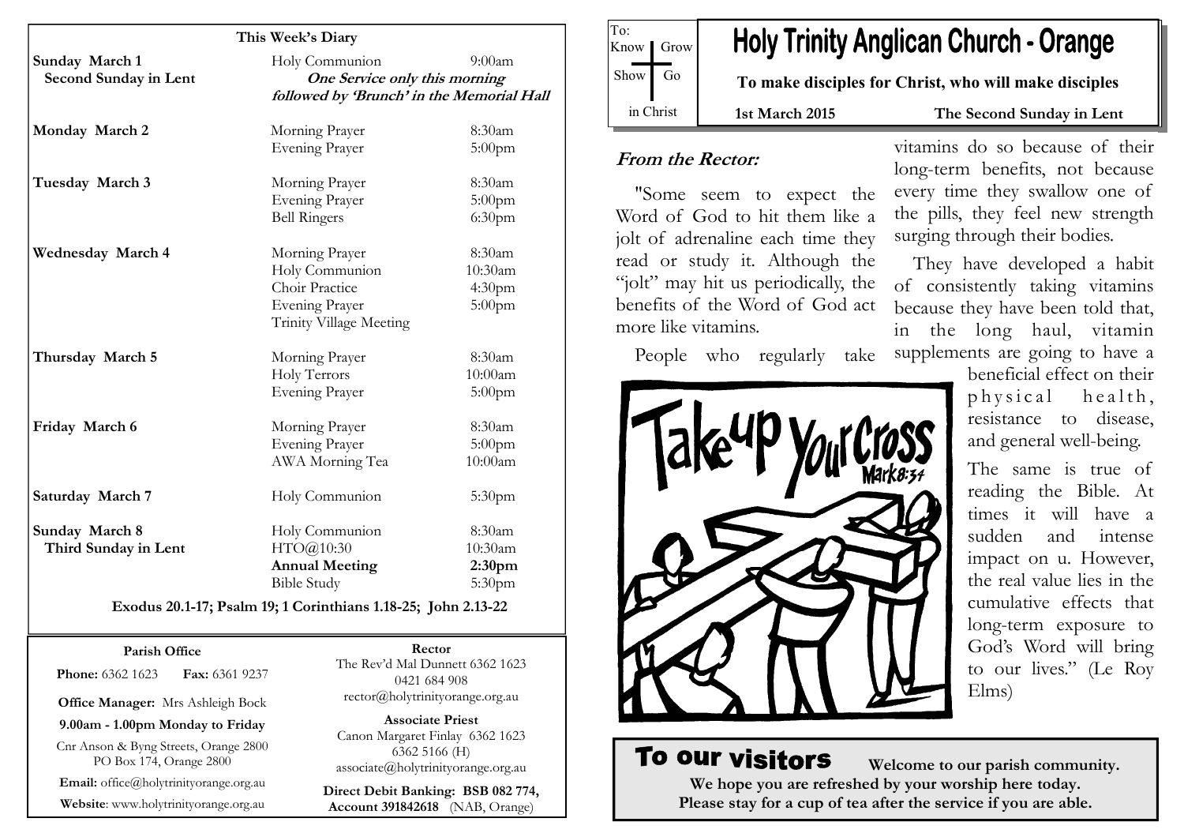## This Week's Diary

| Day | Event | Time |
|---|---|---|
| **Sunday March 1** | Holy Communion | 9:00am |
| **Second Sunday in Lent** | ***One Service only this morning followed by 'Brunch' in the Memorial Hall*** | |
| **Monday March 2** | Morning Prayer | 8:30am |
| | Evening Prayer | 5:00pm |
| **Tuesday March 3** | Morning Prayer | 8:30am |
| | Evening Prayer | 5:00pm |
| | Bell Ringers | 6:30pm |
| **Wednesday March 4** | Morning Prayer | 8:30am |
| | Holy Communion | 10:30am |
| | Choir Practice | 4:30pm |
| | Evening Prayer | 5:00pm |
| | Trinity Village Meeting | |
| **Thursday March 5** | Morning Prayer | 8:30am |
| | Holy Terrors | 10:00am |
| | Evening Prayer | 5:00pm |
| **Friday March 6** | Morning Prayer | 8:30am |
| | Evening Prayer | 5:00pm |
| | AWA Morning Tea | 10:00am |
| **Saturday March 7** | Holy Communion | 5:30pm |
| **Sunday March 8** | Holy Communion | 8:30am |
| **Third Sunday in Lent** | HTO@10:30 | 10:30am |
| | **Annual Meeting** | **2:30pm** |
| | Bible Study | 5:30pm |

**Exodus 20.1-17; Psalm 19; 1 Corinthians 1.18-25; John 2.13-22**

**Parish Office**

**Phone:** 6362 1623 **Fax:** 6361 9237

**Office Manager:** Mrs Ashleigh Bock

**9.00am - 1.00pm Monday to Friday**

Cnr Anson & Byng Streets, Orange 2800
PO Box 174, Orange 2800

**Email:** office@holytrinityorange.org.au

**Website**: www.holytrinityorange.org.au

**Rector**

The Rev'd Mal Dunnett 6362 1623
0421 684 908
rector@holytrinityorange.org.au

**Associate Priest**

Canon Margaret Finlay 6362 1623
6362 5166 (H)
associate@holytrinityorange.org.au

**Direct Debit Banking: BSB 082 774, Account 391842618** (NAB, Orange)

To: Know Grow Show Go in Christ

# Holy Trinity Anglican Church - Orange

**To make disciples for Christ, who will make disciples**

**1st March 2015** **The Second Sunday in Lent**

### *From the Rector:*

"Some seem to expect the Word of God to hit them like a jolt of adrenaline each time they read or study it. Although the "jolt" may hit us periodically, the benefits of the Word of God act more like vitamins.

People who regularly take vitamins do so because of their long-term benefits, not because every time they swallow one of the pills, they feel new strength surging through their bodies.

They have developed a habit of consistently taking vitamins because they have been told that, in the long haul, vitamin supplements are going to have a beneficial effect on their physical health, resistance to disease, and general well-being.

The same is true of reading the Bible. At times it will have a sudden and intense impact on u. However, the real value lies in the cumulative effects that long-term exposure to God's Word will bring to our lives." (Le Roy Elms)

Take up your Cross Mark 8:34

## To our visitors

**Welcome to our parish community.**
**We hope you are refreshed by your worship here today.**
**Please stay for a cup of tea after the service if you are able.**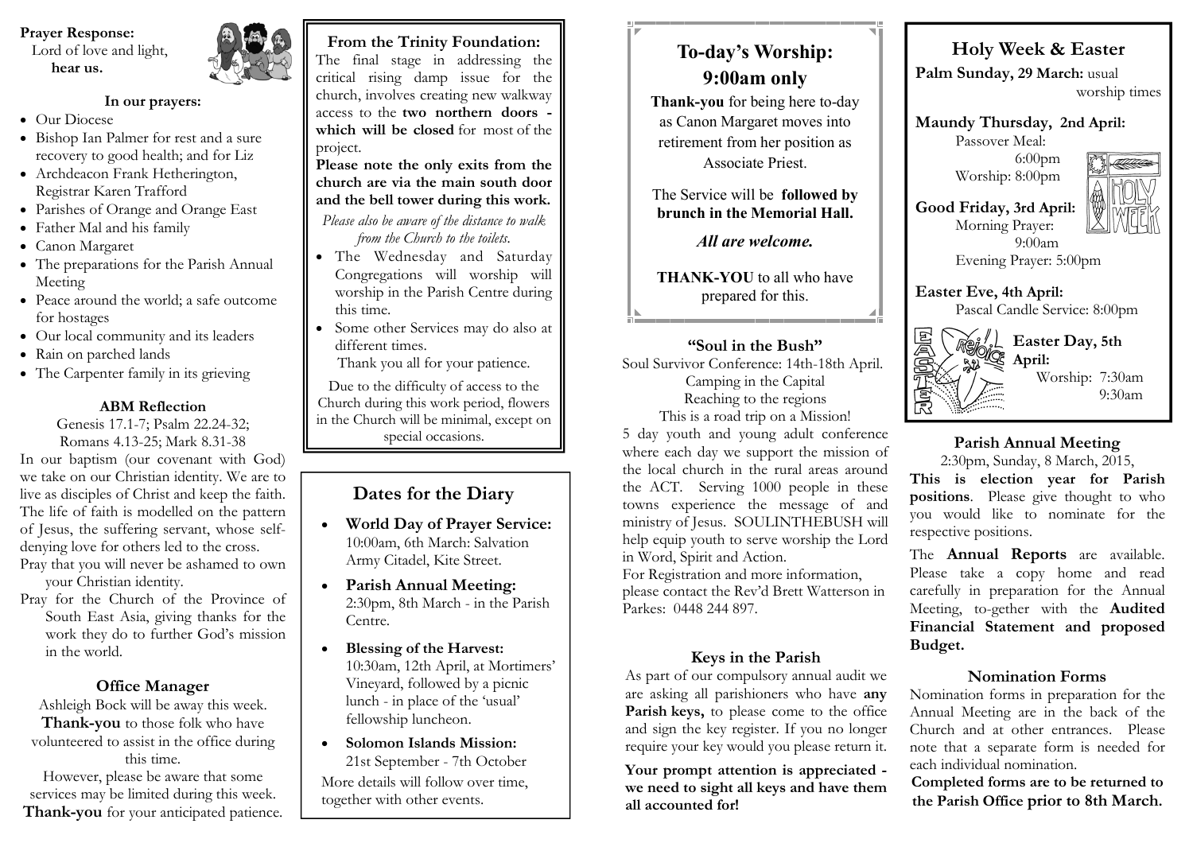**Prayer Response:**
Lord of love and light,
**hear us.**

**In our prayers:**

- Our Diocese
- Bishop Ian Palmer for rest and a sure recovery to good health; and for Liz
- Archdeacon Frank Hetherington, Registrar Karen Trafford
- Parishes of Orange and Orange East
- Father Mal and his family
- Canon Margaret
- The preparations for the Parish Annual Meeting
- Peace around the world; a safe outcome for hostages
- Our local community and its leaders
- Rain on parched lands
- The Carpenter family in its grieving

### ABM Reflection

Genesis 17.1-7; Psalm 22.24-32; Romans 4.13-25; Mark 8.31-38

In our baptism (our covenant with God) we take on our Christian identity. We are to live as disciples of Christ and keep the faith. The life of faith is modelled on the pattern of Jesus, the suffering servant, whose self-denying love for others led to the cross.

Pray that you will never be ashamed to own your Christian identity.

Pray for the Church of the Province of South East Asia, giving thanks for the work they do to further God's mission in the world.

### Office Manager

Ashleigh Bock will be away this week.
**Thank-you** to those folk who have volunteered to assist in the office during this time.
However, please be aware that some services may be limited during this week.
**Thank-you** for your anticipated patience.

### From the Trinity Foundation:

The final stage in addressing the critical rising damp issue for the church, involves creating new walkway access to the **two northern doors - which will be closed** for most of the project.

**Please note the only exits from the church are via the main south door and the bell tower during this work.**

*Please also be aware of the distance to walk from the Church to the toilets.*

- The Wednesday and Saturday Congregations will worship will worship in the Parish Centre during this time.
- Some other Services may do also at different times.

Thank you all for your patience.

Due to the difficulty of access to the Church during this work period, flowers in the Church will be minimal, except on special occasions.

## Dates for the Diary

- **World Day of Prayer Service:** 10:00am, 6th March: Salvation Army Citadel, Kite Street.
- **Parish Annual Meeting:** 2:30pm, 8th March - in the Parish Centre.
- **Blessing of the Harvest:** 10:30am, 12th April, at Mortimers' Vineyard, followed by a picnic lunch - in place of the 'usual' fellowship luncheon.
- **Solomon Islands Mission:** 21st September - 7th October

More details will follow over time, together with other events.

## To-day's Worship: 9:00am only

**Thank-you** for being here to-day as Canon Margaret moves into retirement from her position as Associate Priest.

The Service will be **followed by brunch in the Memorial Hall.**

***All are welcome.***

**THANK-YOU** to all who have prepared for this.

### "Soul in the Bush"

Soul Survivor Conference: 14th-18th April.
Camping in the Capital
Reaching to the regions
This is a road trip on a Mission!

5 day youth and young adult conference where each day we support the mission of the local church in the rural areas around the ACT. Serving 1000 people in these towns experience the message of and ministry of Jesus. SOULINTHEBUSH will help equip youth to serve worship the Lord in Word, Spirit and Action.

For Registration and more information, please contact the Rev'd Brett Watterson in Parkes: 0448 244 897.

### Keys in the Parish

As part of our compulsory annual audit we are asking all parishioners who have **any Parish keys,** to please come to the office and sign the key register. If you no longer require your key would you please return it.

**Your prompt attention is appreciated - we need to sight all keys and have them all accounted for!**

## Holy Week & Easter

**Palm Sunday, 29 March:** usual worship times

**Maundy Thursday, 2nd April:**
Passover Meal: 6:00pm
Worship: 8:00pm

**Good Friday, 3rd April:**
Morning Prayer: 9:00am
Evening Prayer: 5:00pm

**Easter Eve, 4th April:**
Pascal Candle Service: 8:00pm

**Easter Day, 5th April:**
Worship: 7:30am
9:30am

### Parish Annual Meeting

2:30pm, Sunday, 8 March, 2015,

**This is election year for Parish positions**. Please give thought to who you would like to nominate for the respective positions.

The **Annual Reports** are available. Please take a copy home and read carefully in preparation for the Annual Meeting, to-gether with the **Audited Financial Statement and proposed Budget.**

### Nomination Forms

Nomination forms in preparation for the Annual Meeting are in the back of the Church and at other entrances. Please note that a separate form is needed for each individual nomination.

**Completed forms are to be returned to the Parish Office prior to 8th March.**